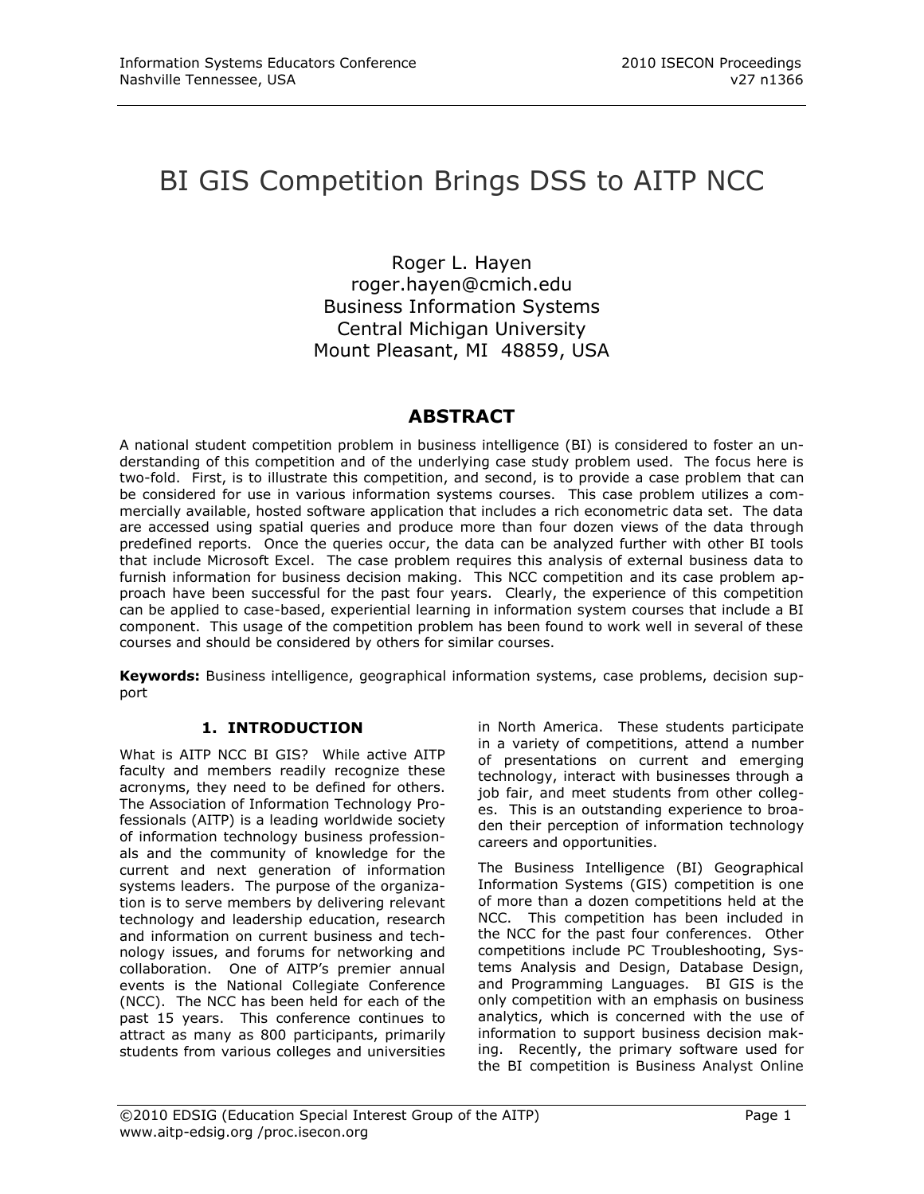# BI GIS Competition Brings DSS to AITP NCC

Roger L. Hayen
roger.hayen@cmich.edu
Business Information Systems
Central Michigan University
Mount Pleasant, MI 48859, USA

## ABSTRACT

A national student competition problem in business intelligence (BI) is considered to foster an understanding of this competition and of the underlying case study problem used. The focus here is two-fold. First, is to illustrate this competition, and second, is to provide a case problem that can be considered for use in various information systems courses. This case problem utilizes a commercially available, hosted software application that includes a rich econometric data set. The data are accessed using spatial queries and produce more than four dozen views of the data through predefined reports. Once the queries occur, the data can be analyzed further with other BI tools that include Microsoft Excel. The case problem requires this analysis of external business data to furnish information for business decision making. This NCC competition and its case problem approach have been successful for the past four years. Clearly, the experience of this competition can be applied to case-based, experiential learning in information system courses that include a BI component. This usage of the competition problem has been found to work well in several of these courses and should be considered by others for similar courses.

**Keywords:** Business intelligence, geographical information systems, case problems, decision support

### 1. INTRODUCTION

What is AITP NCC BI GIS? While active AITP faculty and members readily recognize these acronyms, they need to be defined for others. The Association of Information Technology Professionals (AITP) is a leading worldwide society of information technology business professionals and the community of knowledge for the current and next generation of information systems leaders. The purpose of the organization is to serve members by delivering relevant technology and leadership education, research and information on current business and technology issues, and forums for networking and collaboration. One of AITP's premier annual events is the National Collegiate Conference (NCC). The NCC has been held for each of the past 15 years. This conference continues to attract as many as 800 participants, primarily students from various colleges and universities in North America. These students participate in a variety of competitions, attend a number of presentations on current and emerging technology, interact with businesses through a job fair, and meet students from other colleges. This is an outstanding experience to broaden their perception of information technology careers and opportunities.

The Business Intelligence (BI) Geographical Information Systems (GIS) competition is one of more than a dozen competitions held at the NCC. This competition has been included in the NCC for the past four conferences. Other competitions include PC Troubleshooting, Systems Analysis and Design, Database Design, and Programming Languages. BI GIS is the only competition with an emphasis on business analytics, which is concerned with the use of information to support business decision making. Recently, the primary software used for the BI competition is Business Analyst Online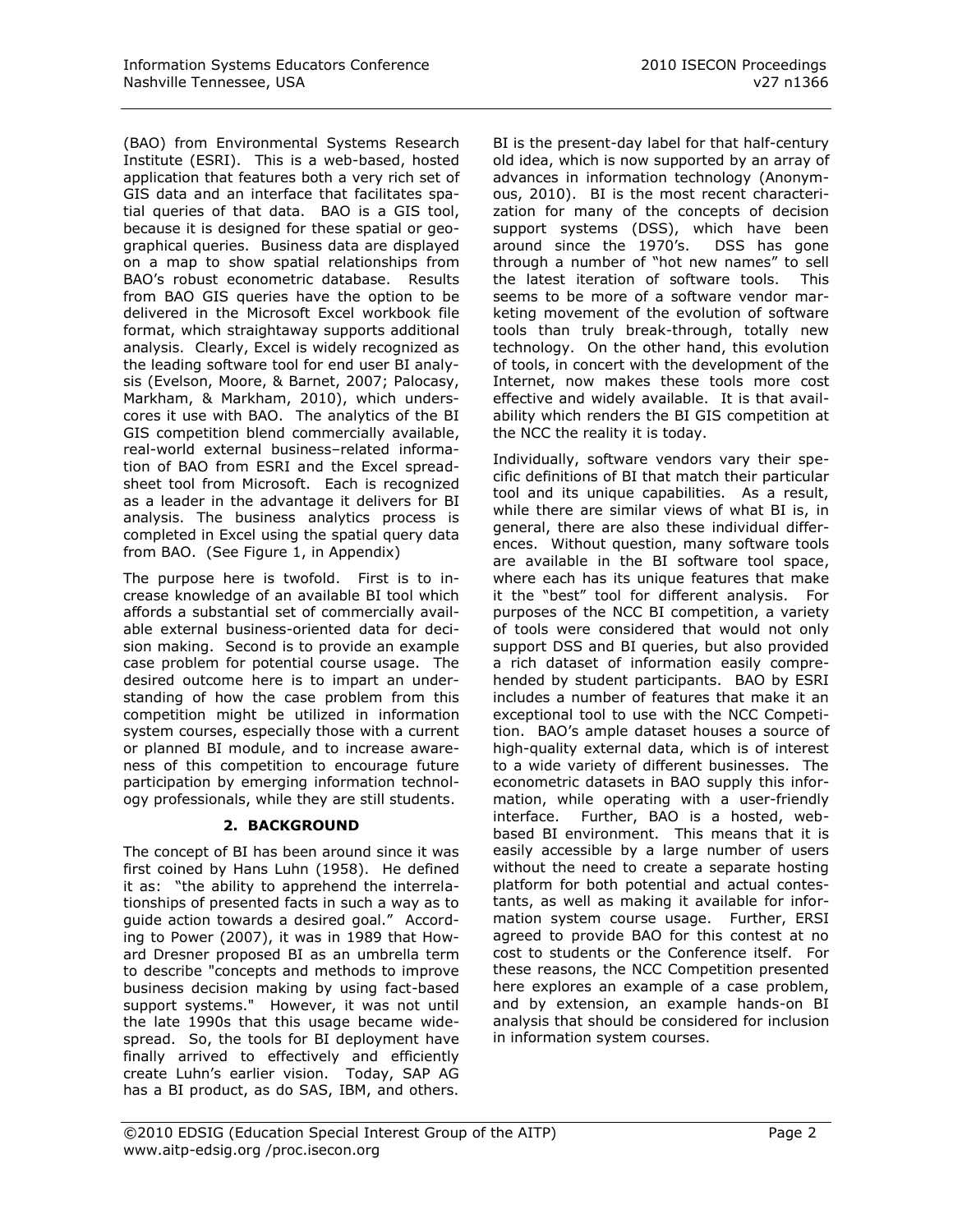(BAO) from Environmental Systems Research Institute (ESRI). This is a web-based, hosted application that features both a very rich set of GIS data and an interface that facilitates spatial queries of that data. BAO is a GIS tool, because it is designed for these spatial or geographical queries. Business data are displayed on a map to show spatial relationships from BAO's robust econometric database. Results from BAO GIS queries have the option to be delivered in the Microsoft Excel workbook file format, which straightaway supports additional analysis. Clearly, Excel is widely recognized as the leading software tool for end user BI analysis (Evelson, Moore, & Barnet, 2007; Palocasy, Markham, & Markham, 2010), which underscores it use with BAO. The analytics of the BI GIS competition blend commercially available, real-world external business–related information of BAO from ESRI and the Excel spreadsheet tool from Microsoft. Each is recognized as a leader in the advantage it delivers for BI analysis. The business analytics process is completed in Excel using the spatial query data from BAO. (See Figure 1, in Appendix)

The purpose here is twofold. First is to increase knowledge of an available BI tool which affords a substantial set of commercially available external business-oriented data for decision making. Second is to provide an example case problem for potential course usage. The desired outcome here is to impart an understanding of how the case problem from this competition might be utilized in information system courses, especially those with a current or planned BI module, and to increase awareness of this competition to encourage future participation by emerging information technology professionals, while they are still students.

## 2. BACKGROUND

The concept of BI has been around since it was first coined by Hans Luhn (1958). He defined it as: "the ability to apprehend the interrelationships of presented facts in such a way as to guide action towards a desired goal." According to Power (2007), it was in 1989 that Howard Dresner proposed BI as an umbrella term to describe "concepts and methods to improve business decision making by using fact-based support systems." However, it was not until the late 1990s that this usage became widespread. So, the tools for BI deployment have finally arrived to effectively and efficiently create Luhn's earlier vision. Today, SAP AG has a BI product, as do SAS, IBM, and others. BI is the present-day label for that half-century old idea, which is now supported by an array of advances in information technology (Anonymous, 2010). BI is the most recent characterization for many of the concepts of decision support systems (DSS), which have been around since the 1970's. DSS has gone through a number of "hot new names" to sell the latest iteration of software tools. This seems to be more of a software vendor marketing movement of the evolution of software tools than truly break-through, totally new technology. On the other hand, this evolution of tools, in concert with the development of the Internet, now makes these tools more cost effective and widely available. It is that availability which renders the BI GIS competition at the NCC the reality it is today.

Individually, software vendors vary their specific definitions of BI that match their particular tool and its unique capabilities. As a result, while there are similar views of what BI is, in general, there are also these individual differences. Without question, many software tools are available in the BI software tool space, where each has its unique features that make it the "best" tool for different analysis. For purposes of the NCC BI competition, a variety of tools were considered that would not only support DSS and BI queries, but also provided a rich dataset of information easily comprehended by student participants. BAO by ESRI includes a number of features that make it an exceptional tool to use with the NCC Competition. BAO's ample dataset houses a source of high-quality external data, which is of interest to a wide variety of different businesses. The econometric datasets in BAO supply this information, while operating with a user-friendly interface. Further, BAO is a hosted, web-based BI environment. This means that it is easily accessible by a large number of users without the need to create a separate hosting platform for both potential and actual contestants, as well as making it available for information system course usage. Further, ERSI agreed to provide BAO for this contest at no cost to students or the Conference itself. For these reasons, the NCC Competition presented here explores an example of a case problem, and by extension, an example hands-on BI analysis that should be considered for inclusion in information system courses.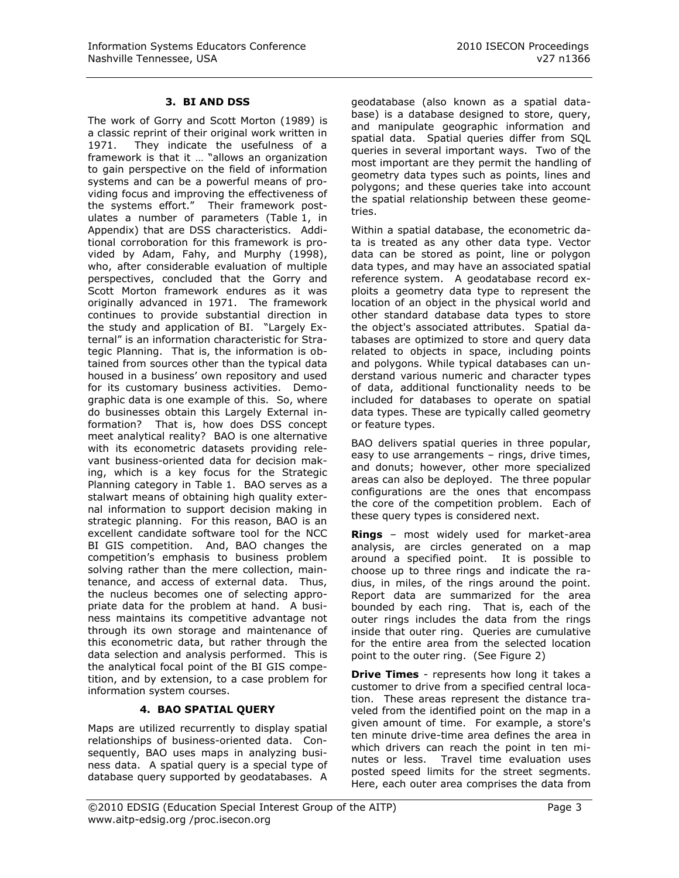## 3. BI AND DSS

The work of Gorry and Scott Morton (1989) is a classic reprint of their original work written in 1971. They indicate the usefulness of a framework is that it … "allows an organization to gain perspective on the field of information systems and can be a powerful means of providing focus and improving the effectiveness of the systems effort." Their framework postulates a number of parameters (Table 1, in Appendix) that are DSS characteristics. Additional corroboration for this framework is provided by Adam, Fahy, and Murphy (1998), who, after considerable evaluation of multiple perspectives, concluded that the Gorry and Scott Morton framework endures as it was originally advanced in 1971. The framework continues to provide substantial direction in the study and application of BI. "Largely External" is an information characteristic for Strategic Planning. That is, the information is obtained from sources other than the typical data housed in a business' own repository and used for its customary business activities. Demographic data is one example of this. So, where do businesses obtain this Largely External information? That is, how does DSS concept meet analytical reality? BAO is one alternative with its econometric datasets providing relevant business-oriented data for decision making, which is a key focus for the Strategic Planning category in Table 1. BAO serves as a stalwart means of obtaining high quality external information to support decision making in strategic planning. For this reason, BAO is an excellent candidate software tool for the NCC BI GIS competition. And, BAO changes the competition's emphasis to business problem solving rather than the mere collection, maintenance, and access of external data. Thus, the nucleus becomes one of selecting appropriate data for the problem at hand. A business maintains its competitive advantage not through its own storage and maintenance of this econometric data, but rather through the data selection and analysis performed. This is the analytical focal point of the BI GIS competition, and by extension, to a case problem for information system courses.

## 4. BAO SPATIAL QUERY

Maps are utilized recurrently to display spatial relationships of business-oriented data. Consequently, BAO uses maps in analyzing business data. A spatial query is a special type of database query supported by geodatabases. A geodatabase (also known as a spatial database) is a database designed to store, query, and manipulate geographic information and spatial data. Spatial queries differ from SQL queries in several important ways. Two of the most important are they permit the handling of geometry data types such as points, lines and polygons; and these queries take into account the spatial relationship between these geometries.

Within a spatial database, the econometric data is treated as any other data type. Vector data can be stored as point, line or polygon data types, and may have an associated spatial reference system. A geodatabase record exploits a geometry data type to represent the location of an object in the physical world and other standard database data types to store the object's associated attributes. Spatial databases are optimized to store and query data related to objects in space, including points and polygons. While typical databases can understand various numeric and character types of data, additional functionality needs to be included for databases to operate on spatial data types. These are typically called geometry or feature types.

BAO delivers spatial queries in three popular, easy to use arrangements – rings, drive times, and donuts; however, other more specialized areas can also be deployed. The three popular configurations are the ones that encompass the core of the competition problem. Each of these query types is considered next.

**Rings** – most widely used for market-area analysis, are circles generated on a map around a specified point. It is possible to choose up to three rings and indicate the radius, in miles, of the rings around the point. Report data are summarized for the area bounded by each ring. That is, each of the outer rings includes the data from the rings inside that outer ring. Queries are cumulative for the entire area from the selected location point to the outer ring. (See Figure 2)

**Drive Times** - represents how long it takes a customer to drive from a specified central location. These areas represent the distance traveled from the identified point on the map in a given amount of time. For example, a store's ten minute drive-time area defines the area in which drivers can reach the point in ten minutes or less. Travel time evaluation uses posted speed limits for the street segments. Here, each outer area comprises the data from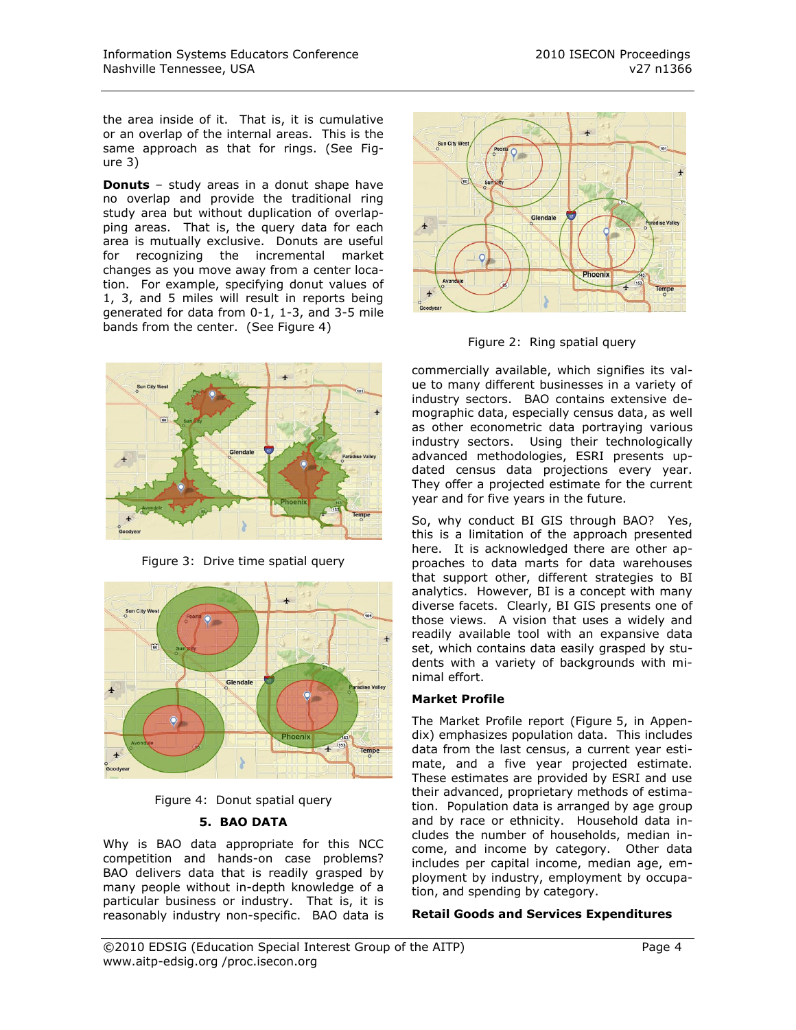the area inside of it. That is, it is cumulative or an overlap of the internal areas. This is the same approach as that for rings. (See Figure 3)

**Donuts** – study areas in a donut shape have no overlap and provide the traditional ring study area but without duplication of overlapping areas. That is, the query data for each area is mutually exclusive. Donuts are useful for recognizing the incremental market changes as you move away from a center location. For example, specifying donut values of 1, 3, and 5 miles will result in reports being generated for data from 0-1, 1-3, and 3-5 mile bands from the center. (See Figure 4)

Figure 3: Drive time spatial query

Figure 4: Donut spatial query

## 5. BAO DATA

Why is BAO data appropriate for this NCC competition and hands-on case problems? BAO delivers data that is readily grasped by many people without in-depth knowledge of a particular business or industry. That is, it is reasonably industry non-specific. BAO data is commercially available, which signifies its value to many different businesses in a variety of industry sectors. BAO contains extensive demographic data, especially census data, as well as other econometric data portraying various industry sectors. Using their technologically advanced methodologies, ESRI presents updated census data projections every year. They offer a projected estimate for the current year and for five years in the future.

Figure 2: Ring spatial query

So, why conduct BI GIS through BAO? Yes, this is a limitation of the approach presented here. It is acknowledged there are other approaches to data marts for data warehouses that support other, different strategies to BI analytics. However, BI is a concept with many diverse facets. Clearly, BI GIS presents one of those views. A vision that uses a widely and readily available tool with an expansive data set, which contains data easily grasped by students with a variety of backgrounds with minimal effort.

### Market Profile

The Market Profile report (Figure 5, in Appendix) emphasizes population data. This includes data from the last census, a current year estimate, and a five year projected estimate. These estimates are provided by ESRI and use their advanced, proprietary methods of estimation. Population data is arranged by age group and by race or ethnicity. Household data includes the number of households, median income, and income by category. Other data includes per capital income, median age, employment by industry, employment by occupation, and spending by category.

### Retail Goods and Services Expenditures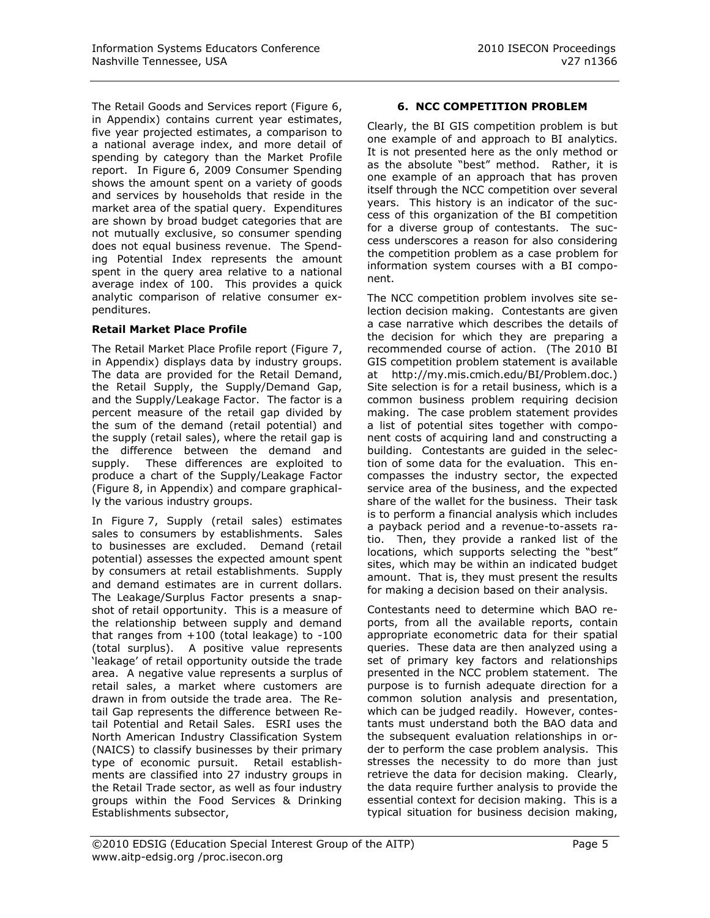The Retail Goods and Services report (Figure 6, in Appendix) contains current year estimates, five year projected estimates, a comparison to a national average index, and more detail of spending by category than the Market Profile report. In Figure 6, 2009 Consumer Spending shows the amount spent on a variety of goods and services by households that reside in the market area of the spatial query. Expenditures are shown by broad budget categories that are not mutually exclusive, so consumer spending does not equal business revenue. The Spending Potential Index represents the amount spent in the query area relative to a national average index of 100. This provides a quick analytic comparison of relative consumer expenditures.

**Retail Market Place Profile**

The Retail Market Place Profile report (Figure 7, in Appendix) displays data by industry groups. The data are provided for the Retail Demand, the Retail Supply, the Supply/Demand Gap, and the Supply/Leakage Factor. The factor is a percent measure of the retail gap divided by the sum of the demand (retail potential) and the supply (retail sales), where the retail gap is the difference between the demand and supply. These differences are exploited to produce a chart of the Supply/Leakage Factor (Figure 8, in Appendix) and compare graphically the various industry groups.

In Figure 7, Supply (retail sales) estimates sales to consumers by establishments. Sales to businesses are excluded. Demand (retail potential) assesses the expected amount spent by consumers at retail establishments. Supply and demand estimates are in current dollars. The Leakage/Surplus Factor presents a snapshot of retail opportunity. This is a measure of the relationship between supply and demand that ranges from +100 (total leakage) to -100 (total surplus). A positive value represents 'leakage' of retail opportunity outside the trade area. A negative value represents a surplus of retail sales, a market where customers are drawn in from outside the trade area. The Retail Gap represents the difference between Retail Potential and Retail Sales. ESRI uses the North American Industry Classification System (NAICS) to classify businesses by their primary type of economic pursuit. Retail establishments are classified into 27 industry groups in the Retail Trade sector, as well as four industry groups within the Food Services & Drinking Establishments subsector,

## 6. NCC COMPETITION PROBLEM

Clearly, the BI GIS competition problem is but one example of and approach to BI analytics. It is not presented here as the only method or as the absolute "best" method. Rather, it is one example of an approach that has proven itself through the NCC competition over several years. This history is an indicator of the success of this organization of the BI competition for a diverse group of contestants. The success underscores a reason for also considering the competition problem as a case problem for information system courses with a BI component.

The NCC competition problem involves site selection decision making. Contestants are given a case narrative which describes the details of the decision for which they are preparing a recommended course of action. (The 2010 BI GIS competition problem statement is available at http://my.mis.cmich.edu/BI/Problem.doc.) Site selection is for a retail business, which is a common business problem requiring decision making. The case problem statement provides a list of potential sites together with component costs of acquiring land and constructing a building. Contestants are guided in the selection of some data for the evaluation. This encompasses the industry sector, the expected service area of the business, and the expected share of the wallet for the business. Their task is to perform a financial analysis which includes a payback period and a revenue-to-assets ratio. Then, they provide a ranked list of the locations, which supports selecting the "best" sites, which may be within an indicated budget amount. That is, they must present the results for making a decision based on their analysis.

Contestants need to determine which BAO reports, from all the available reports, contain appropriate econometric data for their spatial queries. These data are then analyzed using a set of primary key factors and relationships presented in the NCC problem statement. The purpose is to furnish adequate direction for a common solution analysis and presentation, which can be judged readily. However, contestants must understand both the BAO data and the subsequent evaluation relationships in order to perform the case problem analysis. This stresses the necessity to do more than just retrieve the data for decision making. Clearly, the data require further analysis to provide the essential context for decision making. This is a typical situation for business decision making,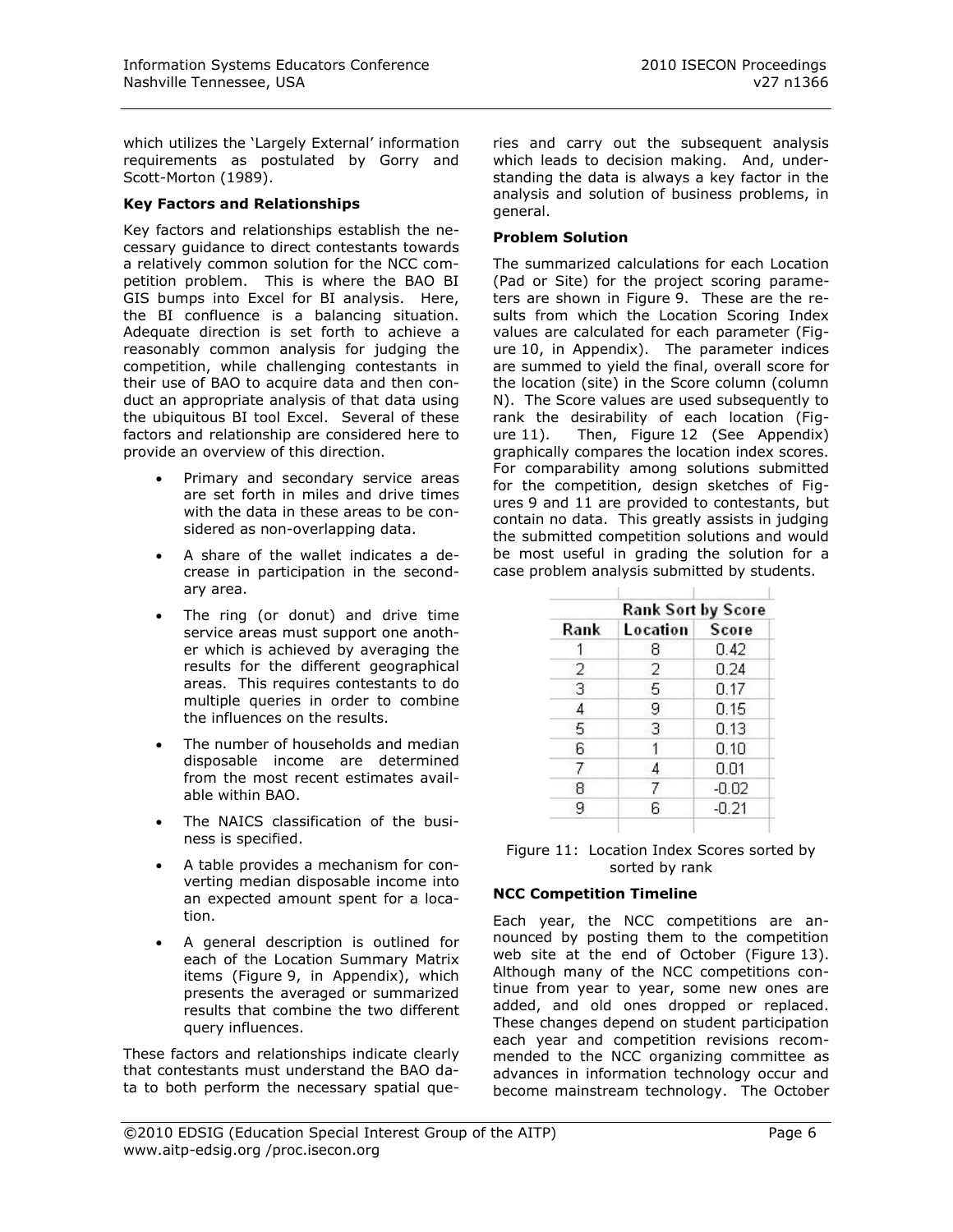which utilizes the 'Largely External' information requirements as postulated by Gorry and Scott-Morton (1989).

**Key Factors and Relationships**

Key factors and relationships establish the necessary guidance to direct contestants towards a relatively common solution for the NCC competition problem. This is where the BAO BI GIS bumps into Excel for BI analysis. Here, the BI confluence is a balancing situation. Adequate direction is set forth to achieve a reasonably common analysis for judging the competition, while challenging contestants in their use of BAO to acquire data and then conduct an appropriate analysis of that data using the ubiquitous BI tool Excel. Several of these factors and relationship are considered here to provide an overview of this direction.

- Primary and secondary service areas are set forth in miles and drive times with the data in these areas to be considered as non-overlapping data.
- A share of the wallet indicates a decrease in participation in the secondary area.
- The ring (or donut) and drive time service areas must support one another which is achieved by averaging the results for the different geographical areas. This requires contestants to do multiple queries in order to combine the influences on the results.
- The number of households and median disposable income are determined from the most recent estimates available within BAO.
- The NAICS classification of the business is specified.
- A table provides a mechanism for converting median disposable income into an expected amount spent for a location.
- A general description is outlined for each of the Location Summary Matrix items (Figure 9, in Appendix), which presents the averaged or summarized results that combine the two different query influences.

These factors and relationships indicate clearly that contestants must understand the BAO data to both perform the necessary spatial queries and carry out the subsequent analysis which leads to decision making. And, understanding the data is always a key factor in the analysis and solution of business problems, in general.

**Problem Solution**

The summarized calculations for each Location (Pad or Site) for the project scoring parameters are shown in Figure 9. These are the results from which the Location Scoring Index values are calculated for each parameter (Figure 10, in Appendix). The parameter indices are summed to yield the final, overall score for the location (site) in the Score column (column N). The Score values are used subsequently to rank the desirability of each location (Figure 11). Then, Figure 12 (See Appendix) graphically compares the location index scores. For comparability among solutions submitted for the competition, design sketches of Figures 9 and 11 are provided to contestants, but contain no data. This greatly assists in judging the submitted competition solutions and would be most useful in grading the solution for a case problem analysis submitted by students.

| Rank Sort by Score | | |
|---|---|---|
| Rank | Location | Score |
| 1 | 8 | 0.42 |
| 2 | 2 | 0.24 |
| 3 | 5 | 0.17 |
| 4 | 9 | 0.15 |
| 5 | 3 | 0.13 |
| 6 | 1 | 0.10 |
| 7 | 4 | 0.01 |
| 8 | 7 | -0.02 |
| 9 | 6 | -0.21 |

Figure 11: Location Index Scores sorted by sorted by rank

**NCC Competition Timeline**

Each year, the NCC competitions are announced by posting them to the competition web site at the end of October (Figure 13). Although many of the NCC competitions continue from year to year, some new ones are added, and old ones dropped or replaced. These changes depend on student participation each year and competition revisions recommended to the NCC organizing committee as advances in information technology occur and become mainstream technology. The October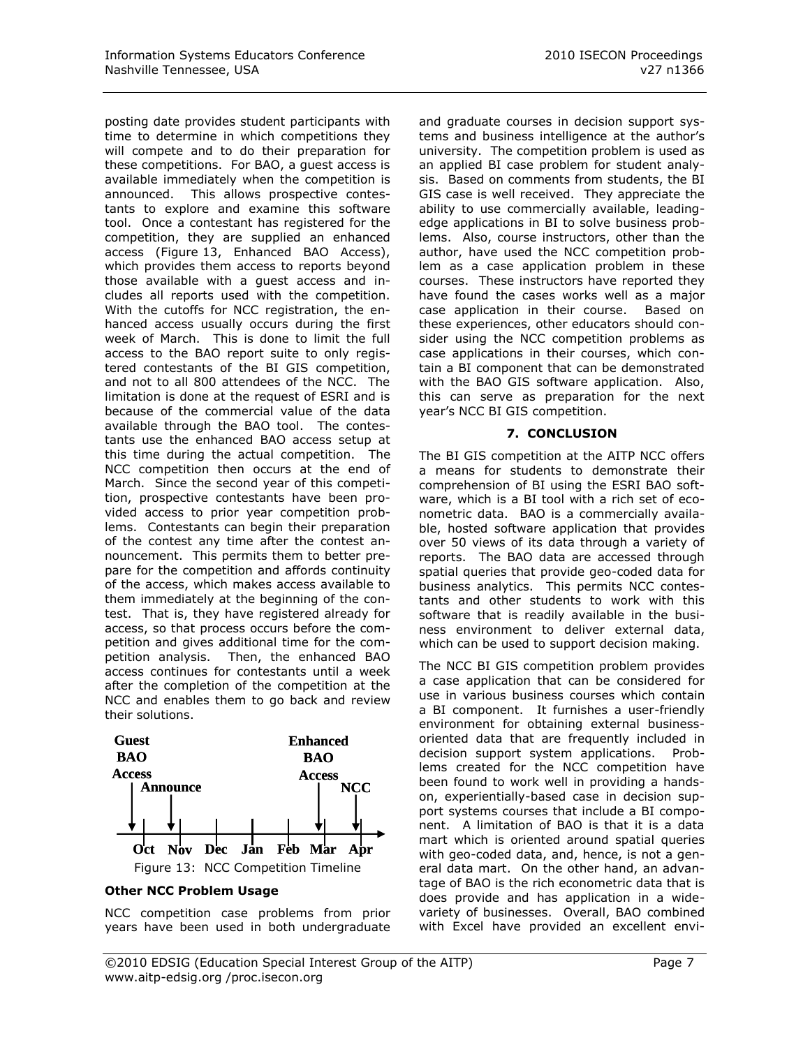posting date provides student participants with time to determine in which competitions they will compete and to do their preparation for these competitions. For BAO, a guest access is available immediately when the competition is announced. This allows prospective contestants to explore and examine this software tool. Once a contestant has registered for the competition, they are supplied an enhanced access (Figure 13, Enhanced BAO Access), which provides them access to reports beyond those available with a guest access and includes all reports used with the competition. With the cutoffs for NCC registration, the enhanced access usually occurs during the first week of March. This is done to limit the full access to the BAO report suite to only registered contestants of the BI GIS competition, and not to all 800 attendees of the NCC. The limitation is done at the request of ESRI and is because of the commercial value of the data available through the BAO tool. The contestants use the enhanced BAO access setup at this time during the actual competition. The NCC competition then occurs at the end of March. Since the second year of this competition, prospective contestants have been provided access to prior year competition problems. Contestants can begin their preparation of the contest any time after the contest announcement. This permits them to better prepare for the competition and affords continuity of the access, which makes access available to them immediately at the beginning of the contest. That is, they have registered already for access, so that process occurs before the competition and gives additional time for the competition analysis. Then, the enhanced BAO access continues for contestants until a week after the completion of the competition at the NCC and enables them to go back and review their solutions.

Guest BAO Access | Announce | Enhanced BAO Access | NCC

Oct Nov Dec Jan Feb Mar Apr

Figure 13: NCC Competition Timeline

**Other NCC Problem Usage**

NCC competition case problems from prior years have been used in both undergraduate and graduate courses in decision support systems and business intelligence at the author's university. The competition problem is used as an applied BI case problem for student analysis. Based on comments from students, the BI GIS case is well received. They appreciate the ability to use commercially available, leading-edge applications in BI to solve business problems. Also, course instructors, other than the author, have used the NCC competition problem as a case application problem in these courses. These instructors have reported they have found the cases works well as a major case application in their course. Based on these experiences, other educators should consider using the NCC competition problems as case applications in their courses, which contain a BI component that can be demonstrated with the BAO GIS software application. Also, this can serve as preparation for the next year's NCC BI GIS competition.

## 7. CONCLUSION

The BI GIS competition at the AITP NCC offers a means for students to demonstrate their comprehension of BI using the ESRI BAO software, which is a BI tool with a rich set of econometric data. BAO is a commercially available, hosted software application that provides over 50 views of its data through a variety of reports. The BAO data are accessed through spatial queries that provide geo-coded data for business analytics. This permits NCC contestants and other students to work with this software that is readily available in the business environment to deliver external data, which can be used to support decision making.

The NCC BI GIS competition problem provides a case application that can be considered for use in various business courses which contain a BI component. It furnishes a user-friendly environment for obtaining external business-oriented data that are frequently included in decision support system applications. Problems created for the NCC competition have been found to work well in providing a hands-on, experientially-based case in decision support systems courses that include a BI component. A limitation of BAO is that it is a data mart which is oriented around spatial queries with geo-coded data, and, hence, is not a general data mart. On the other hand, an advantage of BAO is the rich econometric data that is does provide and has application in a wide-variety of businesses. Overall, BAO combined with Excel have provided an excellent envi-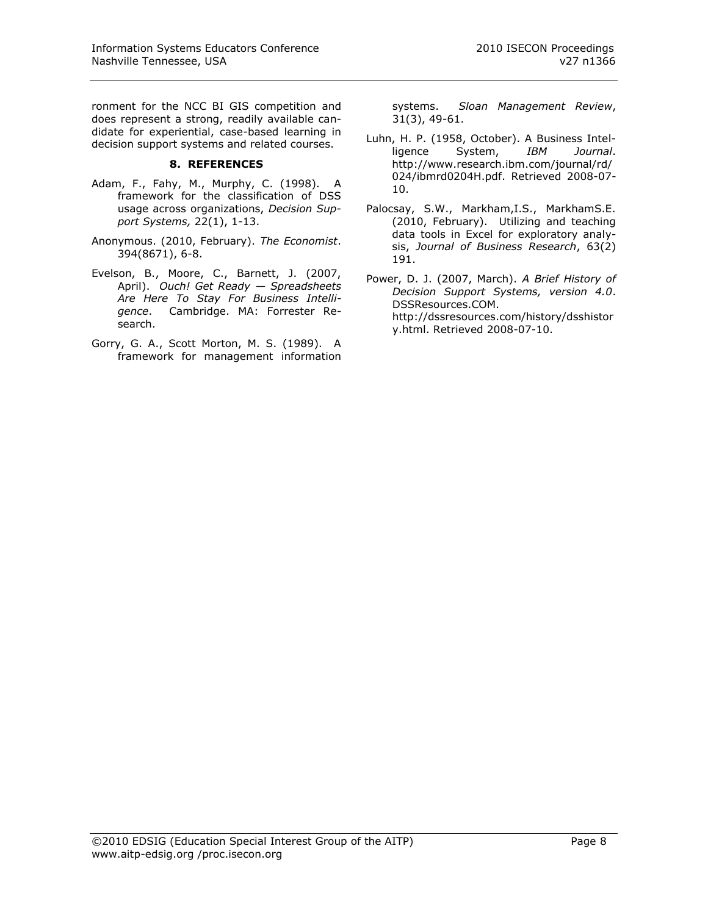ronment for the NCC BI GIS competition and does represent a strong, readily available candidate for experiential, case-based learning in decision support systems and related courses.

## 8. REFERENCES

Adam, F., Fahy, M., Murphy, C. (1998). A framework for the classification of DSS usage across organizations, *Decision Support Systems,* 22(1), 1-13.

Anonymous. (2010, February). *The Economist*. 394(8671), 6-8.

Evelson, B., Moore, C., Barnett, J. (2007, April). *Ouch! Get Ready — Spreadsheets Are Here To Stay For Business Intelligence*. Cambridge. MA: Forrester Research.

Gorry, G. A., Scott Morton, M. S. (1989). A framework for management information systems. *Sloan Management Review*, 31(3), 49-61.

Luhn, H. P. (1958, October). A Business Intelligence System, *IBM Journal*. http://www.research.ibm.com/journal/rd/024/ibmrd0204H.pdf. Retrieved 2008-07-10.

Palocsay, S.W., Markham,I.S., MarkhamS.E. (2010, February). Utilizing and teaching data tools in Excel for exploratory analysis, *Journal of Business Research*, 63(2) 191.

Power, D. J. (2007, March). *A Brief History of Decision Support Systems, version 4.0*. DSSResources.COM. http://dssresources.com/history/dsshistory.html. Retrieved 2008-07-10.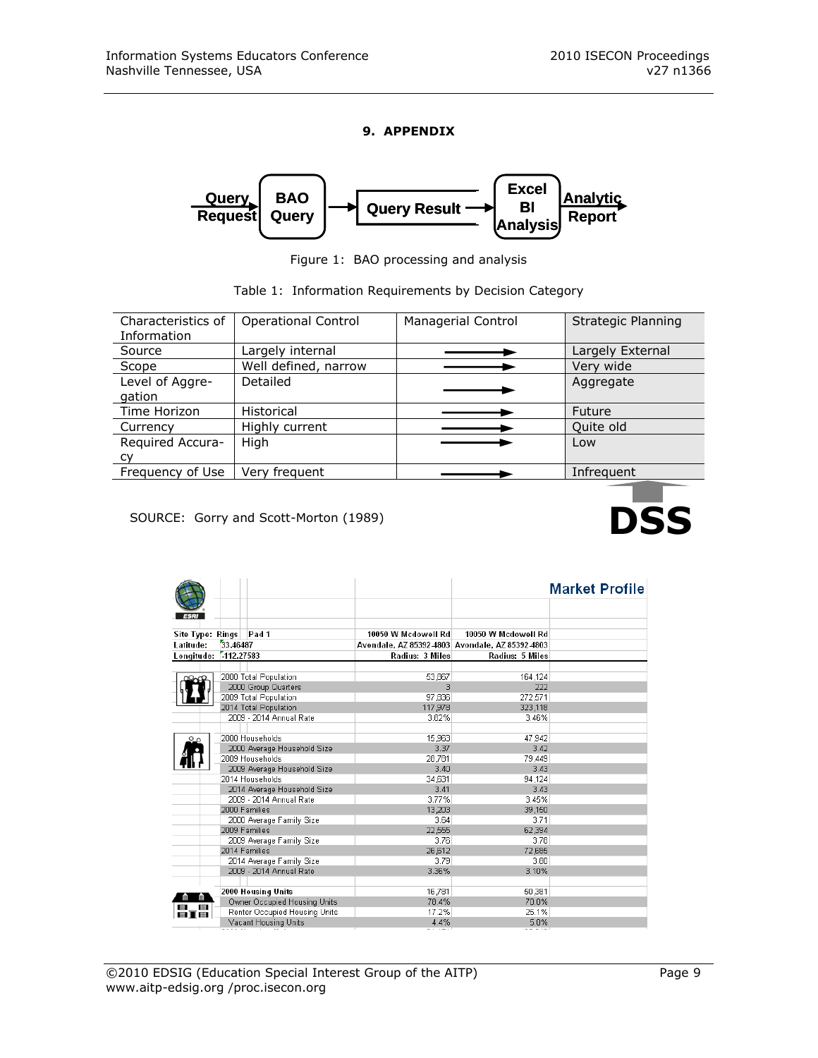## 9. APPENDIX

Query Request → BAO Query → Query Result → Excel BI Analysis → Analytic Report

Figure 1: BAO processing and analysis

Table 1: Information Requirements by Decision Category

| Characteristics of Information | Operational Control | Managerial Control | Strategic Planning |
|---|---|---|---|
| Source | Largely internal | ⟶ | Largely External |
| Scope | Well defined, narrow | ⟶ | Very wide |
| Level of Aggregation | Detailed | ⟶ | Aggregate |
| Time Horizon | Historical | ⟶ | Future |
| Currency | Highly current | ⟶ | Quite old |
| Required Accuracy | High | ⟶ | Low |
| Frequency of Use | Very frequent | ⟶ | Infrequent |

DSS

SOURCE: Gorry and Scott-Morton (1989)

**Market Profile**

| Site Type: Rings Pad 1 | 10050 W Mcdowell Rd | 10050 W Mcdowell Rd |
|---|---|---|
| Latitude: 33.46487 | Avondale, AZ 85392-4803 | Avondale, AZ 85392-4803 |
| Longitude: -112.27583 | Radius: 3 Miles | Radius: 5 Miles |
| 2000 Total Population | 53,867 | 164,124 |
| 2000 Group Quarters | 3 | 222 |
| 2009 Total Population | 97,836 | 272,571 |
| 2014 Total Population | 117,978 | 323,118 |
| 2009 - 2014 Annual Rate | 3.82% | 3.46% |
| 2000 Households | 15,963 | 47,942 |
| 2000 Average Household Size | 3.37 | 3.42 |
| 2009 Households | 28,781 | 79,449 |
| 2009 Average Household Size | 3.40 | 3.43 |
| 2014 Households | 34,631 | 94,124 |
| 2014 Average Household Size | 3.41 | 3.43 |
| 2009 - 2014 Annual Rate | 3.77% | 3.45% |
| 2000 Families | 13,203 | 39,160 |
| 2000 Average Family Size | 3.64 | 3.71 |
| 2009 Families | 22,555 | 62,394 |
| 2009 Average Family Size | 3.76 | 3.78 |
| 2014 Families | 26,612 | 72,686 |
| 2014 Average Family Size | 3.79 | 3.80 |
| 2009 - 2014 Annual Rate | 3.36% | 3.10% |
| **2000 Housing Units** | 16,781 | 50,381 |
| Owner Occupied Housing Units | 78.4% | 70.0% |
| Renter Occupied Housing Units | 17.2% | 25.1% |
| Vacant Housing Units | 4.4% | 5.0% |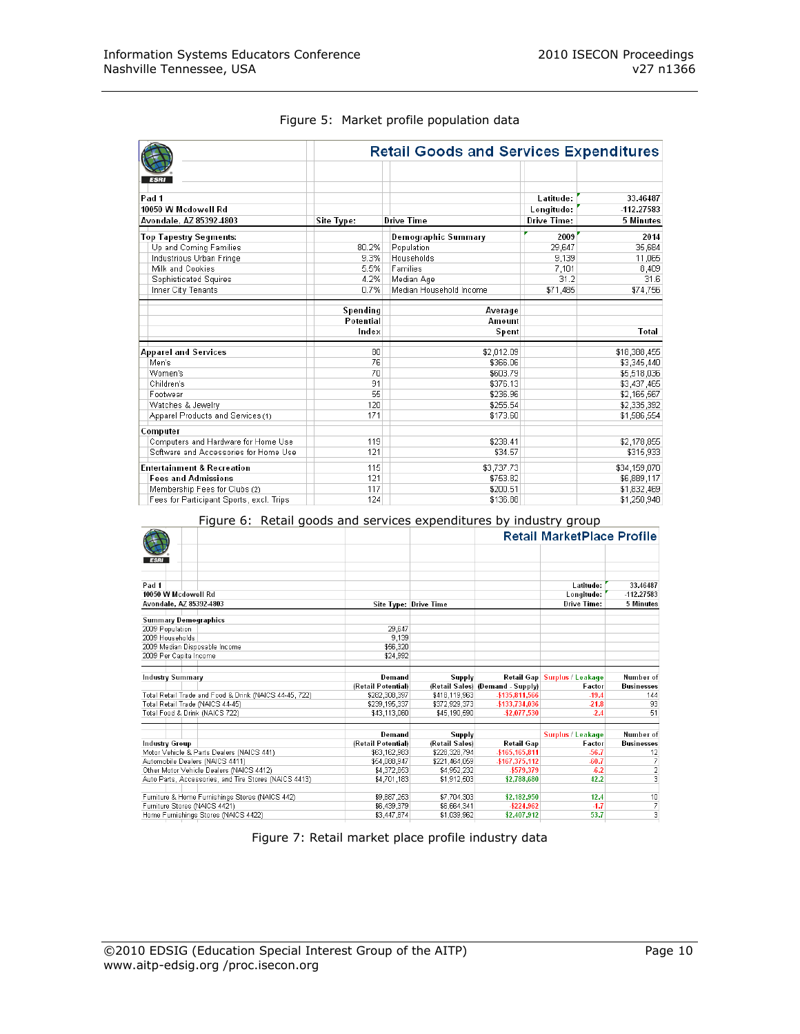Figure 5: Market profile population data

| ESRI | Retail Goods and Services Expenditures | | | |
|---|---|---|---|---|
| Pad 1 | | | Latitude: | 33.46487 |
| 10050 W Mcdowell Rd | | | Longitude: | -112.27583 |
| Avondale, AZ 85392-4803 | Site Type: | Drive Time | Drive Time: | 5 Minutes |
| **Top Tapestry Segments:** | | **Demographic Summary** | 2009 | 2014 |
| Up and Coming Families | 80.2% | Population | 29,647 | 35,684 |
| Industrious Urban Fringe | 9.3% | Households | 9,139 | 11,065 |
| Milk and Cookies | 5.5% | Families | 7,101 | 8,409 |
| Sophisticated Squires | 4.2% | Median Age | 31.2 | 31.6 |
| Inner City Tenants | 0.7% | Median Household Income | $71,465 | $74,756 |
| | Spending Potential Index | Average Amount Spent | | Total |
| **Apparel and Services** | 80 | $2,012.09 | | $18,388,455 |
| Men's | 76 | $366.06 | | $3,345,440 |
| Women's | 70 | $603.79 | | $5,518,036 |
| Children's | 91 | $376.13 | | $3,437,465 |
| Footwear | 55 | $236.96 | | $2,165,567 |
| Watches & Jewelry | 120 | $255.54 | | $2,335,392 |
| Apparel Products and Services (1) | 171 | $173.60 | | $1,586,554 |
| **Computer** | | | | |
| Computers and Hardware for Home Use | 119 | $238.41 | | $2,178,855 |
| Software and Accessories for Home Use | 121 | $34.57 | | $315,933 |
| **Entertainment & Recreation** | 115 | $3,737.73 | | $34,159,070 |
| **Fees and Admissions** | 121 | $753.82 | | $6,889,117 |
| Membership Fees for Clubs (2) | 117 | $200.51 | | $1,832,469 |
| Fees for Participant Sports, excl. Trips | 124 | $136.88 | | $1,250,948 |

Figure 6: Retail goods and services expenditures by industry group

| ESRI | Retail MarketPlace Profile | | | | |
|---|---|---|---|---|---|
| Pad 1 | | | | Latitude: | 33.46487 |
| 10050 W Mcdowell Rd | | | | Longitude: | -112.27583 |
| Avondale, AZ 85392-4803 | Site Type: | Drive Time | | Drive Time: | 5 Minutes |
| **Summary Demographics** | | | | | |
| 2009 Population | 29,647 | | | | |
| 2009 Households | 9,139 | | | | |
| 2009 Median Disposable Income | $56,320 | | | | |
| 2009 Per Capita Income | $24,992 | | | | |
| **Industry Summary** | Demand (Retail Potential) | Supply (Retail Sales) | Retail Gap (Demand - Supply) | Surplus / Leakage Factor | Number of Businesses |
| Total Retail Trade and Food & Drink (NAICS 44-45, 722) | $282,308,397 | $418,119,963 | -$135,811,566 | -19.4 | 144 |
| Total Retail Trade (NAICS 44-45) | $239,195,337 | $372,929,373 | -$133,734,036 | -21.8 | 93 |
| Total Food & Drink (NAICS 722) | $43,113,060 | $45,190,590 | -$2,077,530 | -2.4 | 51 |
| **Industry Group** | Demand (Retail Potential) | Supply (Retail Sales) | Retail Gap | Surplus / Leakage Factor | Number of Businesses |
| Motor Vehicle & Parts Dealers (NAICS 441) | $63,162,983 | $228,328,794 | -$165,165,811 | -56.7 | 12 |
| Automobile Dealers (NAICS 4411) | $54,088,947 | $221,464,059 | -$167,375,112 | -60.7 | 7 |
| Other Motor Vehicle Dealers (NAICS 4412) | $4,372,853 | $4,952,232 | -$579,379 | -6.2 | 2 |
| Auto Parts, Accessories, and Tire Stores (NAICS 4413) | $4,701,183 | $1,912,503 | $2,788,680 | 42.2 | 3 |
| Furniture & Home Furnishings Stores (NAICS 442) | $9,887,253 | $7,704,303 | $2,182,950 | 12.4 | 10 |
| Furniture Stores (NAICS 4421) | $6,439,379 | $6,664,341 | -$224,962 | -1.7 | 7 |
| Home Furnishings Stores (NAICS 4422) | $3,447,874 | $1,039,962 | $2,407,912 | 53.7 | 3 |

Figure 7: Retail market place profile industry data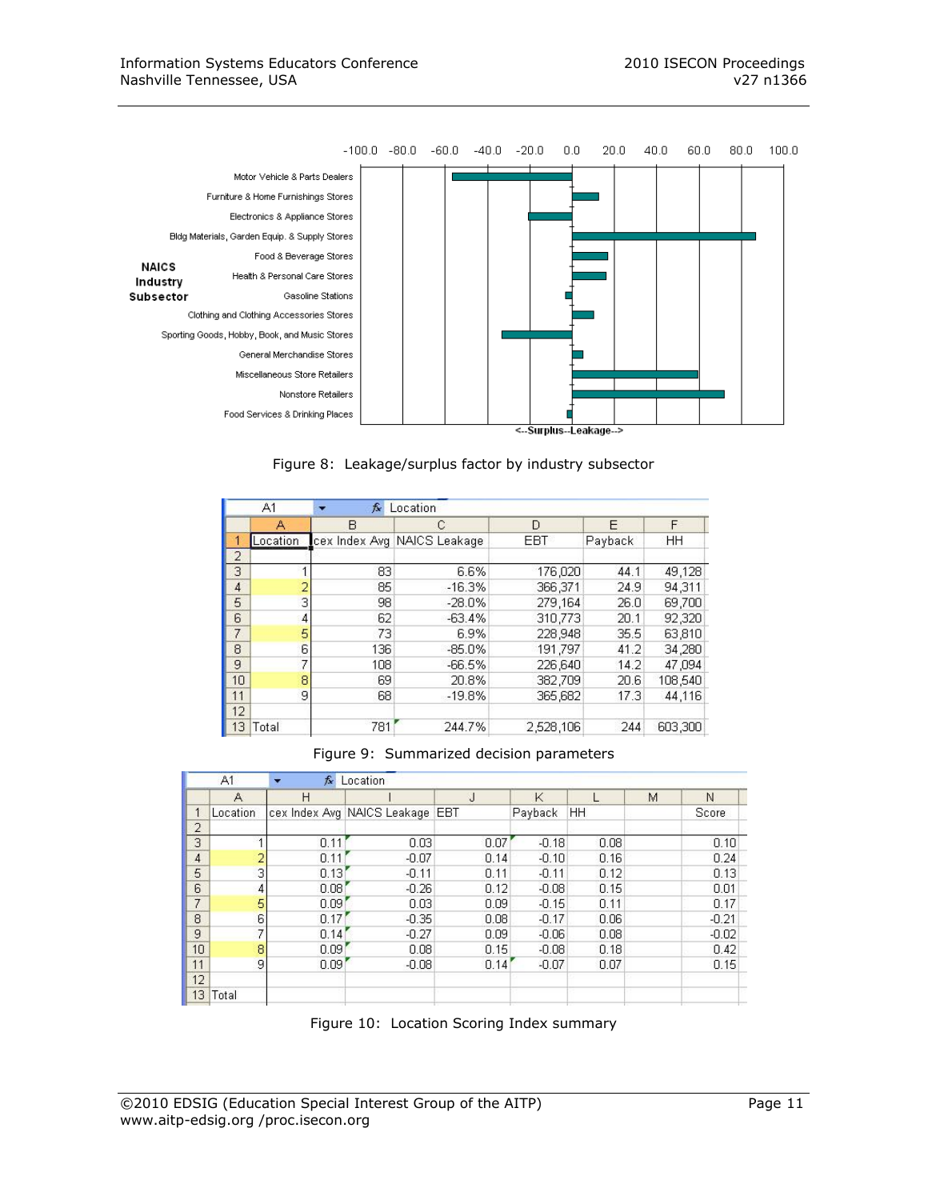| NAICS Industry Subsector |
|---|
| Motor Vehicle & Parts Dealers |
| Furniture & Home Furnishings Stores |
| Electronics & Appliance Stores |
| Bldg Materials, Garden Equip. & Supply Stores |
| Food & Beverage Stores |
| Health & Personal Care Stores |
| Gasoline Stations |
| Clothing and Clothing Accessories Stores |
| Sporting Goods, Hobby, Book, and Music Stores |
| General Merchandise Stores |
| Miscellaneous Store Retailers |
| Nonstore Retailers |
| Food Services & Drinking Places |

<--Surplus--Leakage-->

Figure 8: Leakage/surplus factor by industry subsector

| | A | B | C | D | E | F |
|---|---|---|---|---|---|---|
| 1 | Location | cex Index Avg | NAICS Leakage | EBT | Payback | HH |
| 2 | | | | | | |
| 3 | 1 | 83 | 6.6% | 176,020 | 44.1 | 49,128 |
| 4 | 2 | 85 | -16.3% | 366,371 | 24.9 | 94,311 |
| 5 | 3 | 98 | -28.0% | 279,164 | 26.0 | 69,700 |
| 6 | 4 | 62 | -63.4% | 310,773 | 20.1 | 92,320 |
| 7 | 5 | 73 | 6.9% | 228,948 | 35.5 | 63,810 |
| 8 | 6 | 136 | -85.0% | 191,797 | 41.2 | 34,280 |
| 9 | 7 | 108 | -66.5% | 226,640 | 14.2 | 47,094 |
| 10 | 8 | 69 | 20.8% | 382,709 | 20.6 | 108,540 |
| 11 | 9 | 68 | -19.8% | 365,682 | 17.3 | 44,116 |
| 12 | | | | | | |
| 13 | Total | 781 | 244.7% | 2,528,106 | 244 | 603,300 |

Figure 9: Summarized decision parameters

| | A | H | I | J | K | L | M | N |
|---|---|---|---|---|---|---|---|---|
| 1 | Location | cex Index Avg | NAICS Leakage | EBT | Payback | HH | | Score |
| 2 | | | | | | | | |
| 3 | 1 | 0.11 | 0.03 | 0.07 | -0.18 | 0.08 | | 0.10 |
| 4 | 2 | 0.11 | -0.07 | 0.14 | -0.10 | 0.16 | | 0.24 |
| 5 | 3 | 0.13 | -0.11 | 0.11 | -0.11 | 0.12 | | 0.13 |
| 6 | 4 | 0.08 | -0.26 | 0.12 | -0.08 | 0.15 | | 0.01 |
| 7 | 5 | 0.09 | 0.03 | 0.09 | -0.15 | 0.11 | | 0.17 |
| 8 | 6 | 0.17 | -0.35 | 0.08 | -0.17 | 0.06 | | -0.21 |
| 9 | 7 | 0.14 | -0.27 | 0.09 | -0.06 | 0.08 | | -0.02 |
| 10 | 8 | 0.09 | 0.08 | 0.15 | -0.08 | 0.18 | | 0.42 |
| 11 | 9 | 0.09 | -0.08 | 0.14 | -0.07 | 0.07 | | 0.15 |
| 12 | | | | | | | | |
| 13 | Total | | | | | | | |

Figure 10: Location Scoring Index summary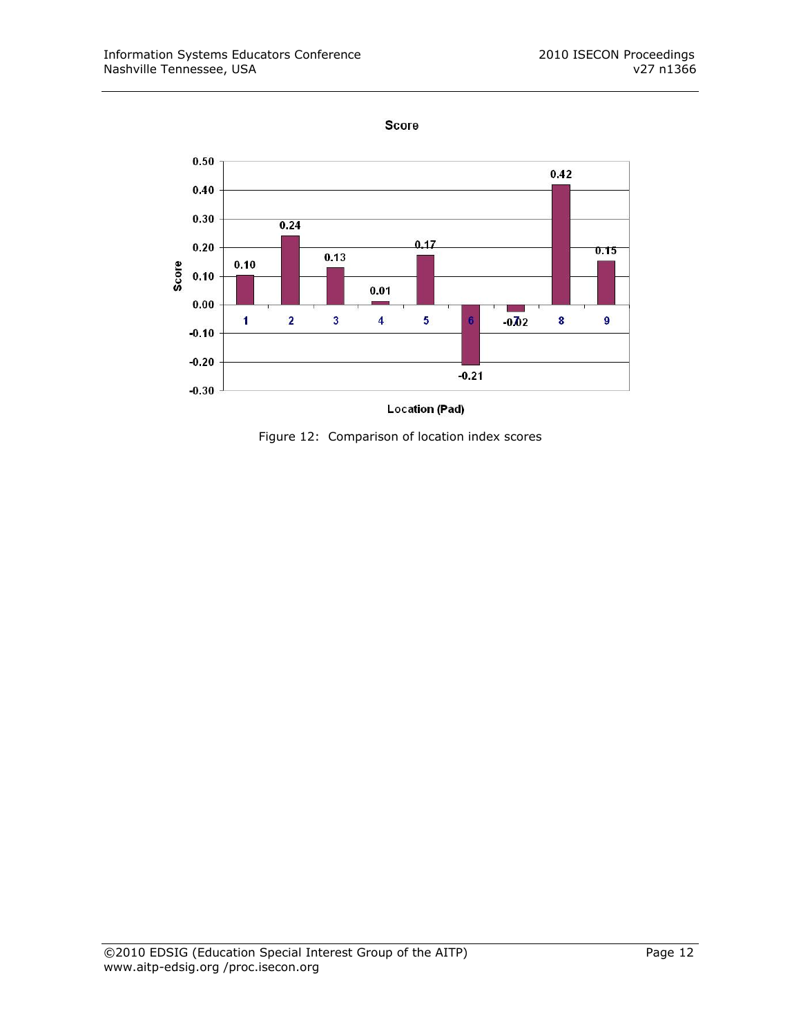Score

0.50
0.40
0.30
0.20
0.10
0.00
-0.10
-0.20
-0.30

Score

0.10
0.24
0.13
0.01
0.17
-0.21
-0.02
0.42
0.15

1 2 3 4 5 6 7 8 9

Location (Pad)

Figure 12: Comparison of location index scores